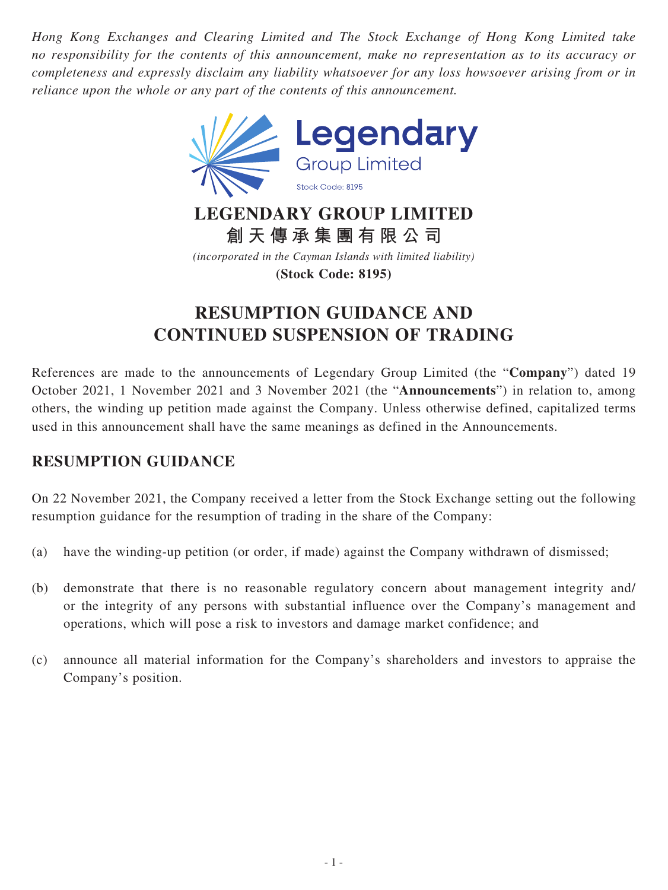*Hong Kong Exchanges and Clearing Limited and The Stock Exchange of Hong Kong Limited take no responsibility for the contents of this announcement, make no representation as to its accuracy or completeness and expressly disclaim any liability whatsoever for any loss howsoever arising from or in reliance upon the whole or any part of the contents of this announcement.*

# LEGENDARY GROUP LIMITED
# 創天傳承集團有限公司

*(incorporated in the Cayman Islands with limited liability)*

**(Stock Code: 8195)**

# RESUMPTION GUIDANCE AND CONTINUED SUSPENSION OF TRADING

References are made to the announcements of Legendary Group Limited (the "**Company**") dated 19 October 2021, 1 November 2021 and 3 November 2021 (the "**Announcements**") in relation to, among others, the winding up petition made against the Company. Unless otherwise defined, capitalized terms used in this announcement shall have the same meanings as defined in the Announcements.

## RESUMPTION GUIDANCE

On 22 November 2021, the Company received a letter from the Stock Exchange setting out the following resumption guidance for the resumption of trading in the share of the Company:

(a) have the winding-up petition (or order, if made) against the Company withdrawn of dismissed;

(b) demonstrate that there is no reasonable regulatory concern about management integrity and/or the integrity of any persons with substantial influence over the Company's management and operations, which will pose a risk to investors and damage market confidence; and

(c) announce all material information for the Company's shareholders and investors to appraise the Company's position.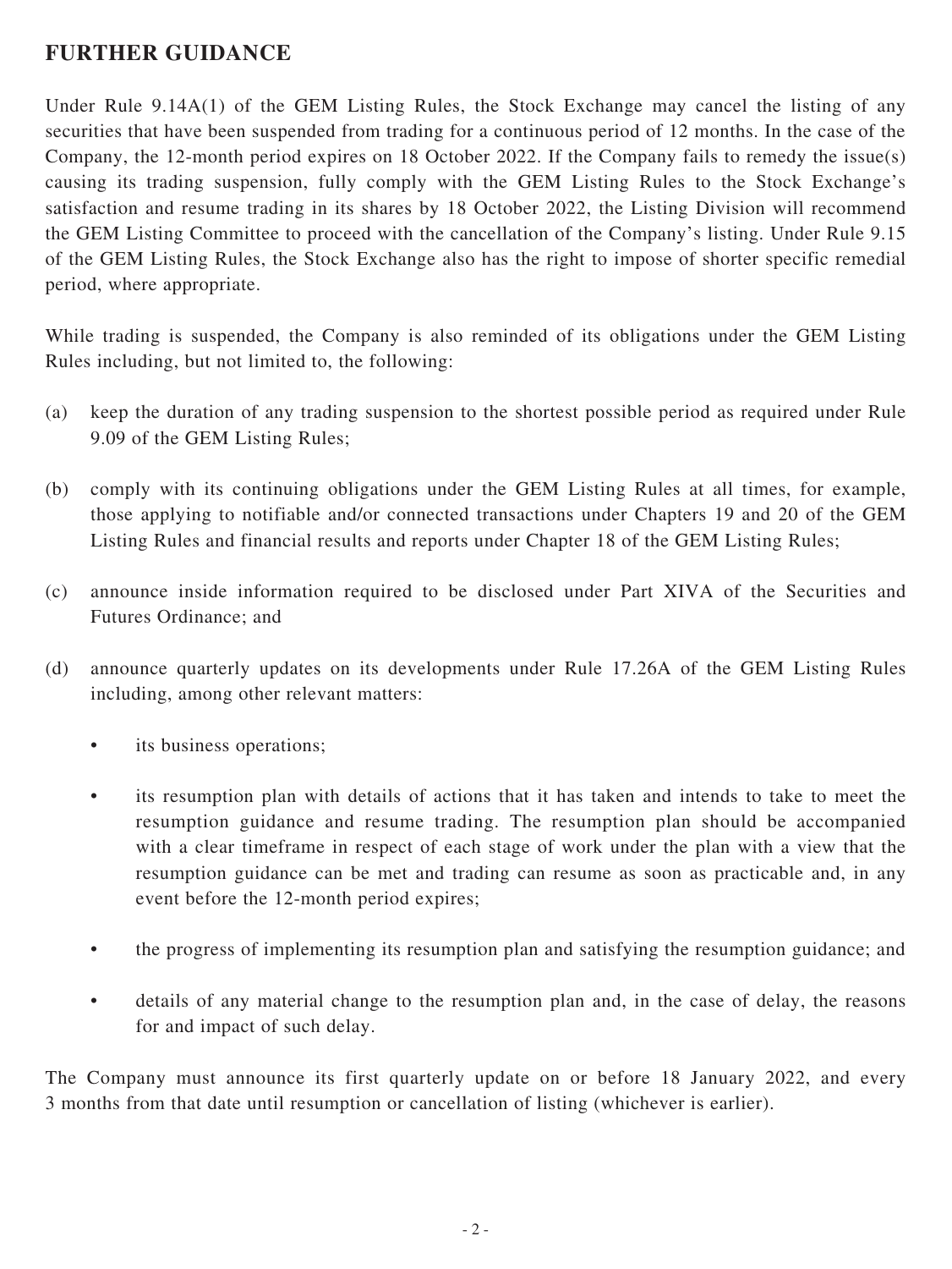## FURTHER GUIDANCE

Under Rule 9.14A(1) of the GEM Listing Rules, the Stock Exchange may cancel the listing of any securities that have been suspended from trading for a continuous period of 12 months. In the case of the Company, the 12-month period expires on 18 October 2022. If the Company fails to remedy the issue(s) causing its trading suspension, fully comply with the GEM Listing Rules to the Stock Exchange's satisfaction and resume trading in its shares by 18 October 2022, the Listing Division will recommend the GEM Listing Committee to proceed with the cancellation of the Company's listing. Under Rule 9.15 of the GEM Listing Rules, the Stock Exchange also has the right to impose of shorter specific remedial period, where appropriate.

While trading is suspended, the Company is also reminded of its obligations under the GEM Listing Rules including, but not limited to, the following:

(a) keep the duration of any trading suspension to the shortest possible period as required under Rule 9.09 of the GEM Listing Rules;

(b) comply with its continuing obligations under the GEM Listing Rules at all times, for example, those applying to notifiable and/or connected transactions under Chapters 19 and 20 of the GEM Listing Rules and financial results and reports under Chapter 18 of the GEM Listing Rules;

(c) announce inside information required to be disclosed under Part XIVA of the Securities and Futures Ordinance; and

(d) announce quarterly updates on its developments under Rule 17.26A of the GEM Listing Rules including, among other relevant matters:

- its business operations;
- its resumption plan with details of actions that it has taken and intends to take to meet the resumption guidance and resume trading. The resumption plan should be accompanied with a clear timeframe in respect of each stage of work under the plan with a view that the resumption guidance can be met and trading can resume as soon as practicable and, in any event before the 12-month period expires;
- the progress of implementing its resumption plan and satisfying the resumption guidance; and
- details of any material change to the resumption plan and, in the case of delay, the reasons for and impact of such delay.

The Company must announce its first quarterly update on or before 18 January 2022, and every 3 months from that date until resumption or cancellation of listing (whichever is earlier).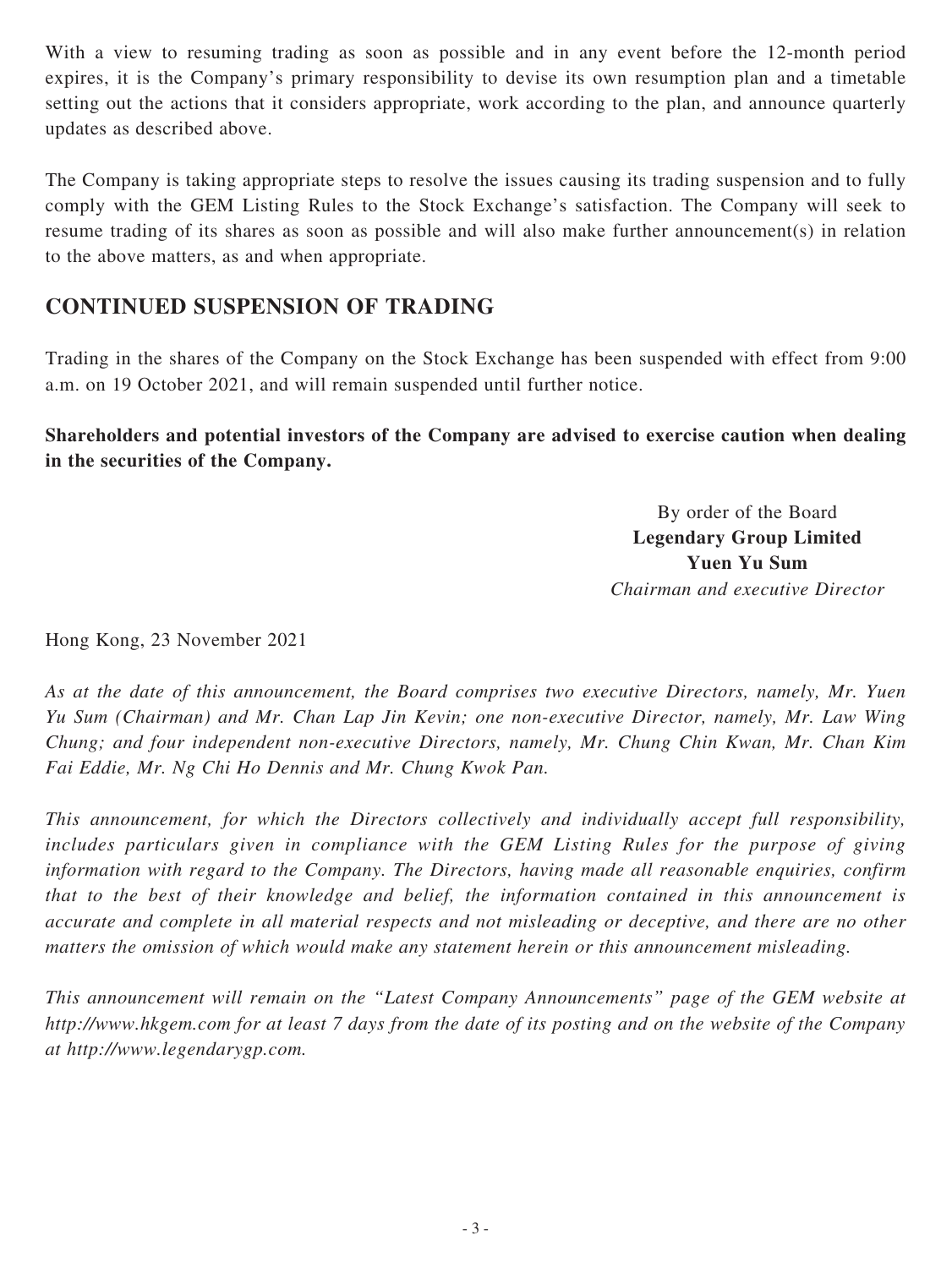With a view to resuming trading as soon as possible and in any event before the 12-month period expires, it is the Company's primary responsibility to devise its own resumption plan and a timetable setting out the actions that it considers appropriate, work according to the plan, and announce quarterly updates as described above.

The Company is taking appropriate steps to resolve the issues causing its trading suspension and to fully comply with the GEM Listing Rules to the Stock Exchange's satisfaction. The Company will seek to resume trading of its shares as soon as possible and will also make further announcement(s) in relation to the above matters, as and when appropriate.

## CONTINUED SUSPENSION OF TRADING

Trading in the shares of the Company on the Stock Exchange has been suspended with effect from 9:00 a.m. on 19 October 2021, and will remain suspended until further notice.

**Shareholders and potential investors of the Company are advised to exercise caution when dealing in the securities of the Company.**

By order of the Board
**Legendary Group Limited**
**Yuen Yu Sum**
*Chairman and executive Director*

Hong Kong, 23 November 2021

*As at the date of this announcement, the Board comprises two executive Directors, namely, Mr. Yuen Yu Sum (Chairman) and Mr. Chan Lap Jin Kevin; one non-executive Director, namely, Mr. Law Wing Chung; and four independent non-executive Directors, namely, Mr. Chung Chin Kwan, Mr. Chan Kim Fai Eddie, Mr. Ng Chi Ho Dennis and Mr. Chung Kwok Pan.*

*This announcement, for which the Directors collectively and individually accept full responsibility, includes particulars given in compliance with the GEM Listing Rules for the purpose of giving information with regard to the Company. The Directors, having made all reasonable enquiries, confirm that to the best of their knowledge and belief, the information contained in this announcement is accurate and complete in all material respects and not misleading or deceptive, and there are no other matters the omission of which would make any statement herein or this announcement misleading.*

*This announcement will remain on the "Latest Company Announcements" page of the GEM website at http://www.hkgem.com for at least 7 days from the date of its posting and on the website of the Company at http://www.legendarygp.com.*